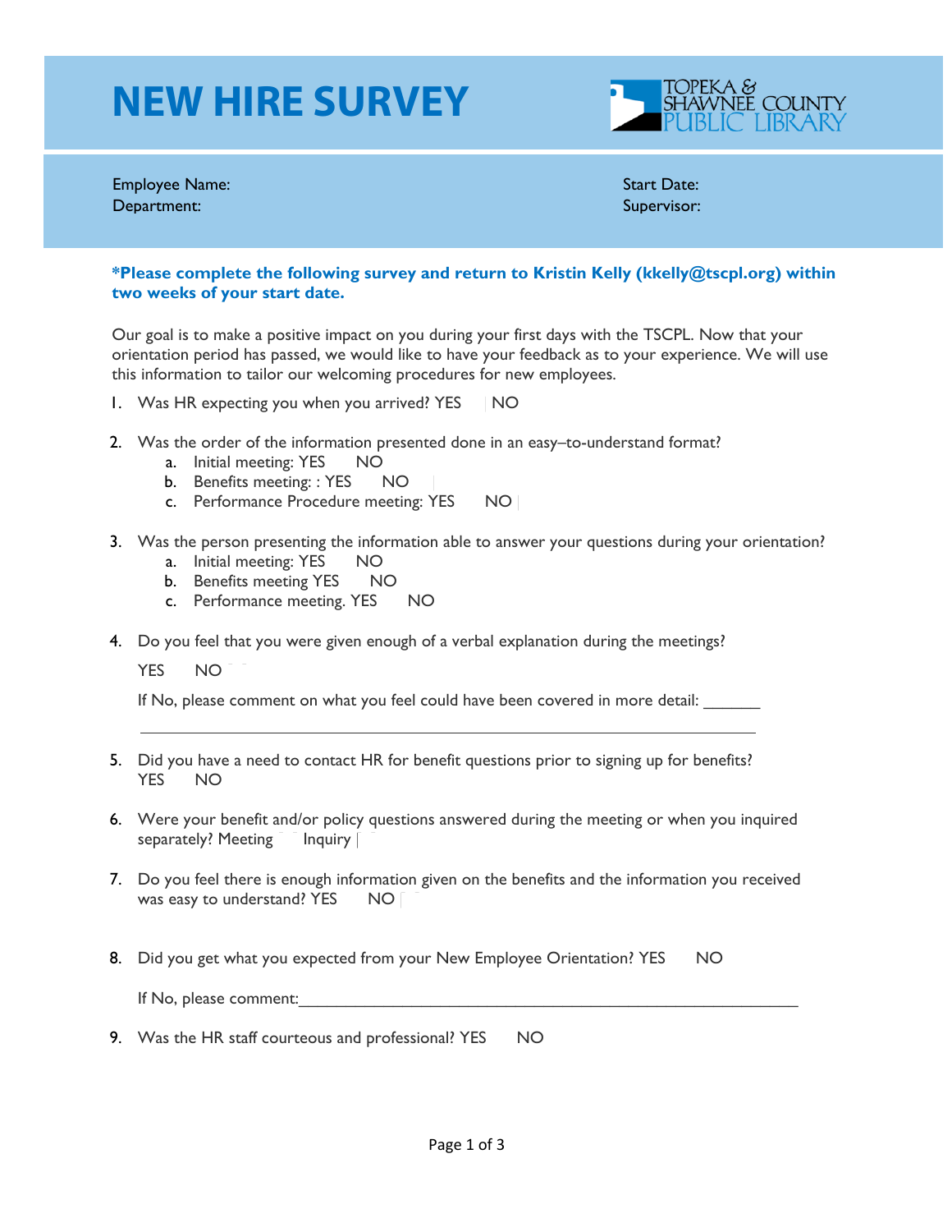# NEW HIRE SURVEY

TOPEKA & SHAWNEE COUNTY PUBLIC LIBRARY

Employee Name:
Department:

Start Date:
Supervisor:

**\*Please complete the following survey and return to Kristin Kelly (kkelly@tscpl.org) within two weeks of your start date.**

Our goal is to make a positive impact on you during your first days with the TSCPL. Now that your orientation period has passed, we would like to have your feedback as to your experience. We will use this information to tailor our welcoming procedures for new employees.

1. Was HR expecting you when you arrived? YES NO

2. Was the order of the information presented done in an easy–to-understand format?
   a. Initial meeting: YES NO
   b. Benefits meeting: : YES NO
   c. Performance Procedure meeting: YES NO

3. Was the person presenting the information able to answer your questions during your orientation?
   a. Initial meeting: YES NO
   b. Benefits meeting YES NO
   c. Performance meeting. YES NO

4. Do you feel that you were given enough of a verbal explanation during the meetings?

   YES NO

   If No, please comment on what you feel could have been covered in more detail: ______

   ________________________________________________________________

5. Did you have a need to contact HR for benefit questions prior to signing up for benefits? YES NO

6. Were your benefit and/or policy questions answered during the meeting or when you inquired separately? Meeting Inquiry

7. Do you feel there is enough information given on the benefits and the information you received was easy to understand? YES NO

8. Did you get what you expected from your New Employee Orientation? YES NO

   If No, please comment:________________________________________________________

9. Was the HR staff courteous and professional? YES NO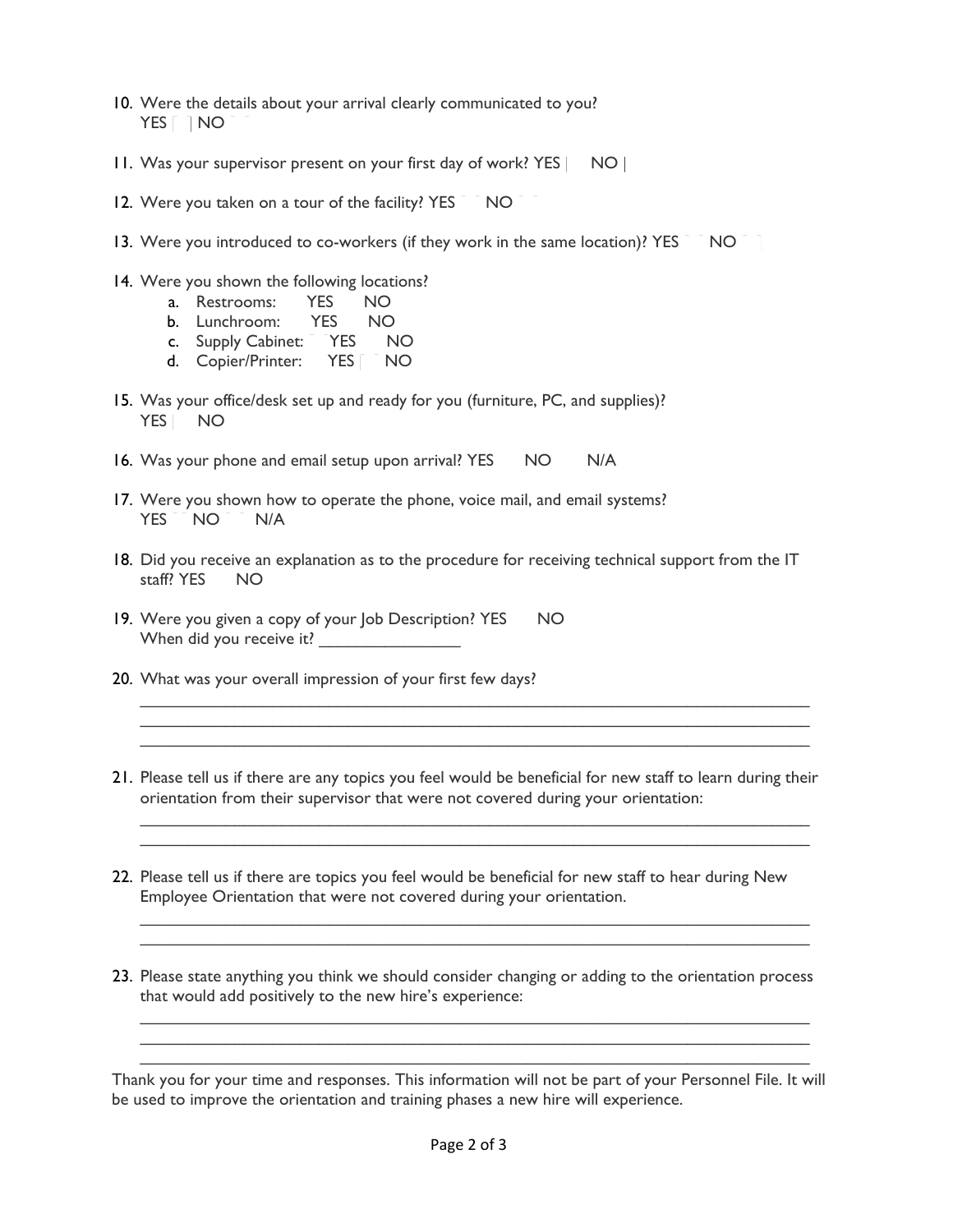10. Were the details about your arrival clearly communicated to you?
    YES NO

11. Was your supervisor present on your first day of work? YES NO

12. Were you taken on a tour of the facility? YES NO

13. Were you introduced to co-workers (if they work in the same location)? YES NO

14. Were you shown the following locations?
    a. Restrooms: YES NO
    b. Lunchroom: YES NO
    c. Supply Cabinet: YES NO
    d. Copier/Printer: YES NO

15. Was your office/desk set up and ready for you (furniture, PC, and supplies)?
    YES NO

16. Was your phone and email setup upon arrival? YES NO N/A

17. Were you shown how to operate the phone, voice mail, and email systems?
    YES NO N/A

18. Did you receive an explanation as to the procedure for receiving technical support from the IT staff? YES NO

19. Were you given a copy of your Job Description? YES NO
    When did you receive it? _______________

20. What was your overall impression of your first few days?
    ___________________________________________________________________________
    ___________________________________________________________________________
    ___________________________________________________________________________

21. Please tell us if there are any topics you feel would be beneficial for new staff to learn during their orientation from their supervisor that were not covered during your orientation:
    ___________________________________________________________________________
    ___________________________________________________________________________

22. Please tell us if there are topics you feel would be beneficial for new staff to hear during New Employee Orientation that were not covered during your orientation.
    ___________________________________________________________________________
    ___________________________________________________________________________

23. Please state anything you think we should consider changing or adding to the orientation process that would add positively to the new hire's experience:
    ___________________________________________________________________________
    ___________________________________________________________________________
    ___________________________________________________________________________

Thank you for your time and responses. This information will not be part of your Personnel File. It will be used to improve the orientation and training phases a new hire will experience.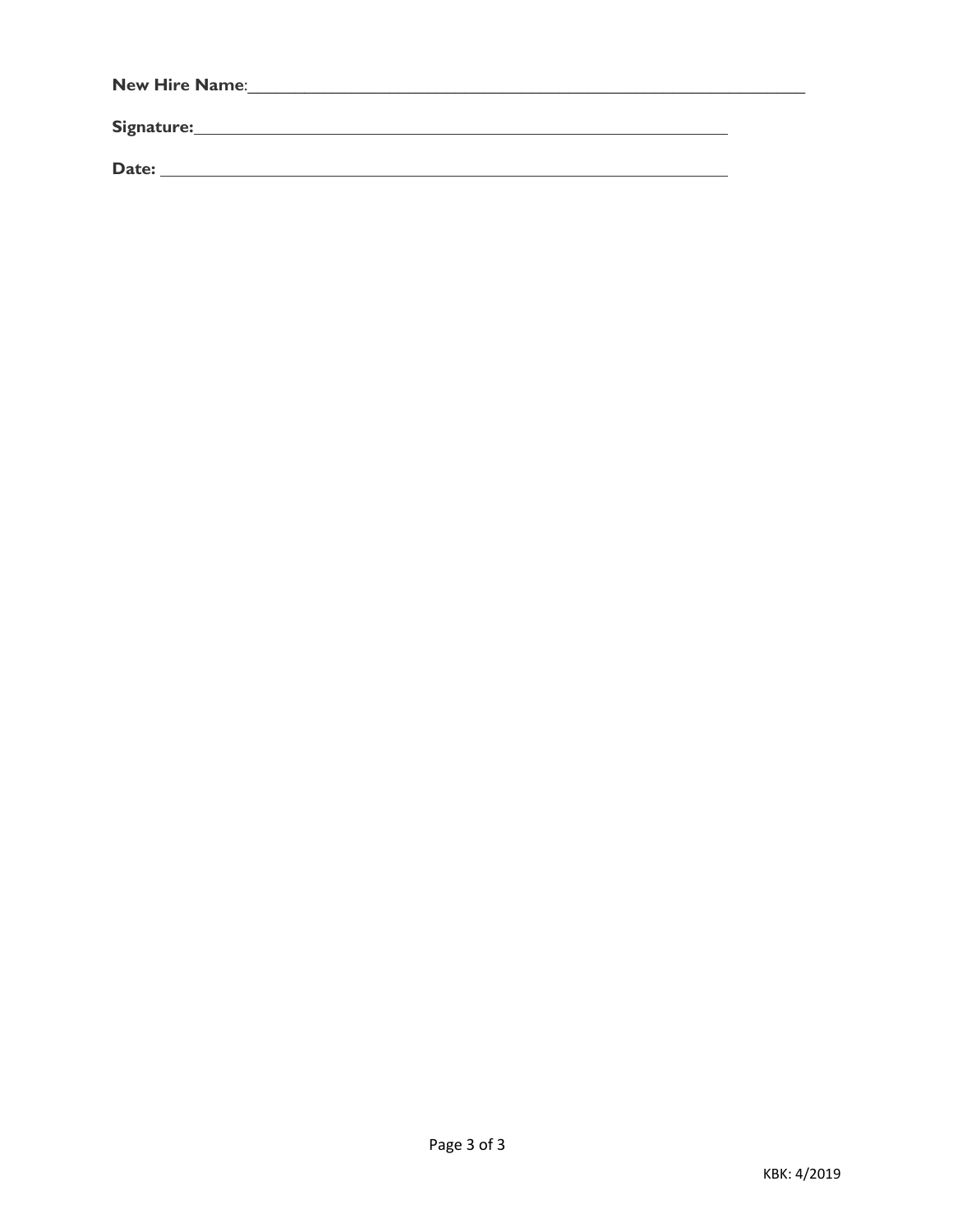**New Hire Name**:______________________________________________________________

**Signature:**__________________________________________________________

**Date:** ______________________________________________________________

KBK: 4/2019